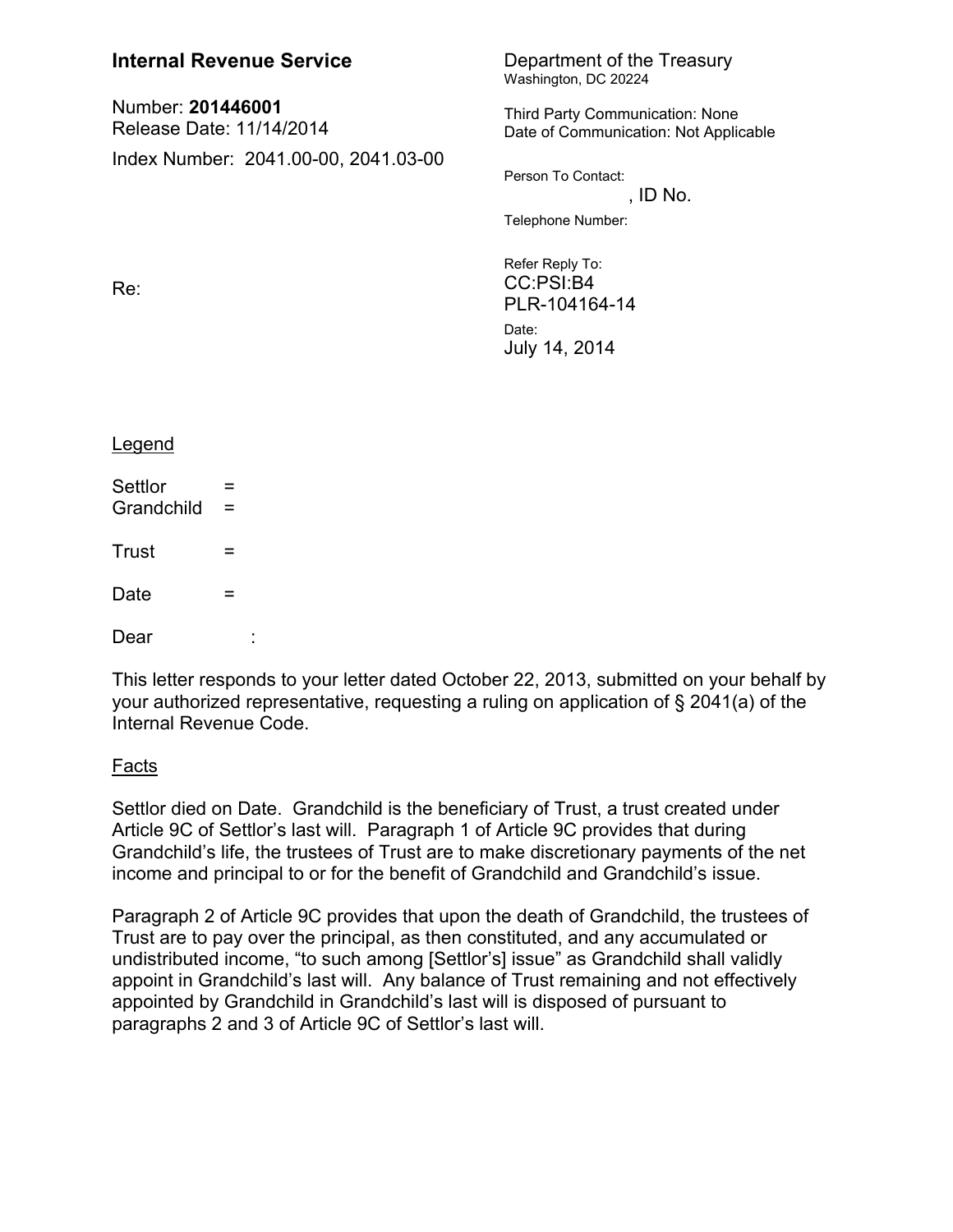**Internal Revenue Service**

Number: **201446001**
Release Date: 11/14/2014

Index Number: 2041.00-00, 2041.03-00

Department of the Treasury
Washington, DC 20224

Third Party Communication: None
Date of Communication: Not Applicable

Person To Contact:
, ID No.

Telephone Number:

Refer Reply To:
CC:PSI:B4
PLR-104164-14

Date:
July 14, 2014

Re:

Legend

Settlor =
Grandchild =

Trust =

Date =

Dear :

This letter responds to your letter dated October 22, 2013, submitted on your behalf by your authorized representative, requesting a ruling on application of § 2041(a) of the Internal Revenue Code.

Facts

Settlor died on Date. Grandchild is the beneficiary of Trust, a trust created under Article 9C of Settlor's last will. Paragraph 1 of Article 9C provides that during Grandchild's life, the trustees of Trust are to make discretionary payments of the net income and principal to or for the benefit of Grandchild and Grandchild's issue.

Paragraph 2 of Article 9C provides that upon the death of Grandchild, the trustees of Trust are to pay over the principal, as then constituted, and any accumulated or undistributed income, "to such among [Settlor's] issue" as Grandchild shall validly appoint in Grandchild's last will. Any balance of Trust remaining and not effectively appointed by Grandchild in Grandchild's last will is disposed of pursuant to paragraphs 2 and 3 of Article 9C of Settlor's last will.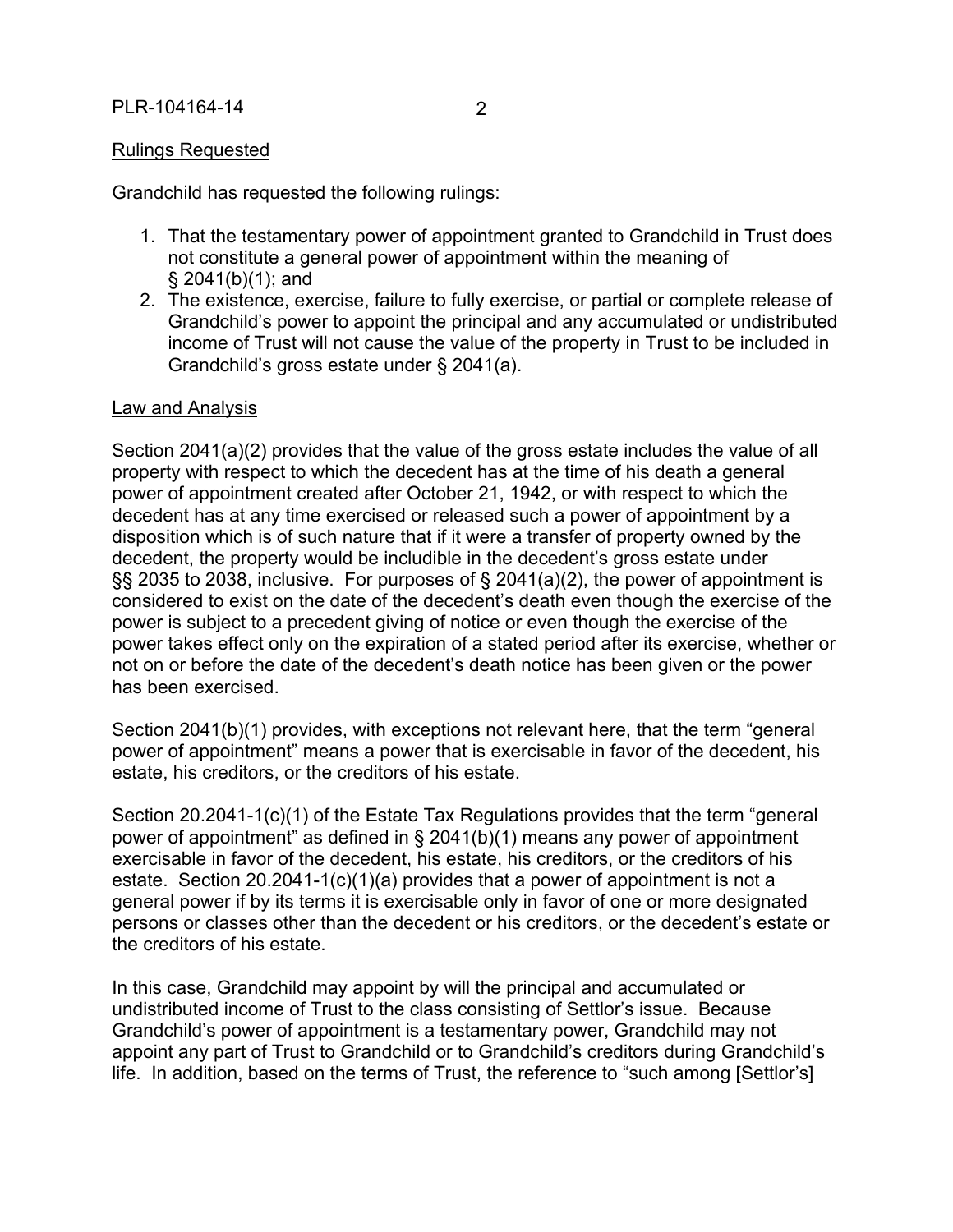Rulings Requested

Grandchild has requested the following rulings:

1. That the testamentary power of appointment granted to Grandchild in Trust does not constitute a general power of appointment within the meaning of § 2041(b)(1); and
2. The existence, exercise, failure to fully exercise, or partial or complete release of Grandchild's power to appoint the principal and any accumulated or undistributed income of Trust will not cause the value of the property in Trust to be included in Grandchild's gross estate under § 2041(a).

Law and Analysis

Section 2041(a)(2) provides that the value of the gross estate includes the value of all property with respect to which the decedent has at the time of his death a general power of appointment created after October 21, 1942, or with respect to which the decedent has at any time exercised or released such a power of appointment by a disposition which is of such nature that if it were a transfer of property owned by the decedent, the property would be includible in the decedent's gross estate under §§ 2035 to 2038, inclusive. For purposes of § 2041(a)(2), the power of appointment is considered to exist on the date of the decedent's death even though the exercise of the power is subject to a precedent giving of notice or even though the exercise of the power takes effect only on the expiration of a stated period after its exercise, whether or not on or before the date of the decedent's death notice has been given or the power has been exercised.

Section 2041(b)(1) provides, with exceptions not relevant here, that the term "general power of appointment" means a power that is exercisable in favor of the decedent, his estate, his creditors, or the creditors of his estate.

Section 20.2041-1(c)(1) of the Estate Tax Regulations provides that the term "general power of appointment" as defined in § 2041(b)(1) means any power of appointment exercisable in favor of the decedent, his estate, his creditors, or the creditors of his estate. Section 20.2041-1(c)(1)(a) provides that a power of appointment is not a general power if by its terms it is exercisable only in favor of one or more designated persons or classes other than the decedent or his creditors, or the decedent's estate or the creditors of his estate.

In this case, Grandchild may appoint by will the principal and accumulated or undistributed income of Trust to the class consisting of Settlor's issue. Because Grandchild's power of appointment is a testamentary power, Grandchild may not appoint any part of Trust to Grandchild or to Grandchild's creditors during Grandchild's life. In addition, based on the terms of Trust, the reference to "such among [Settlor's]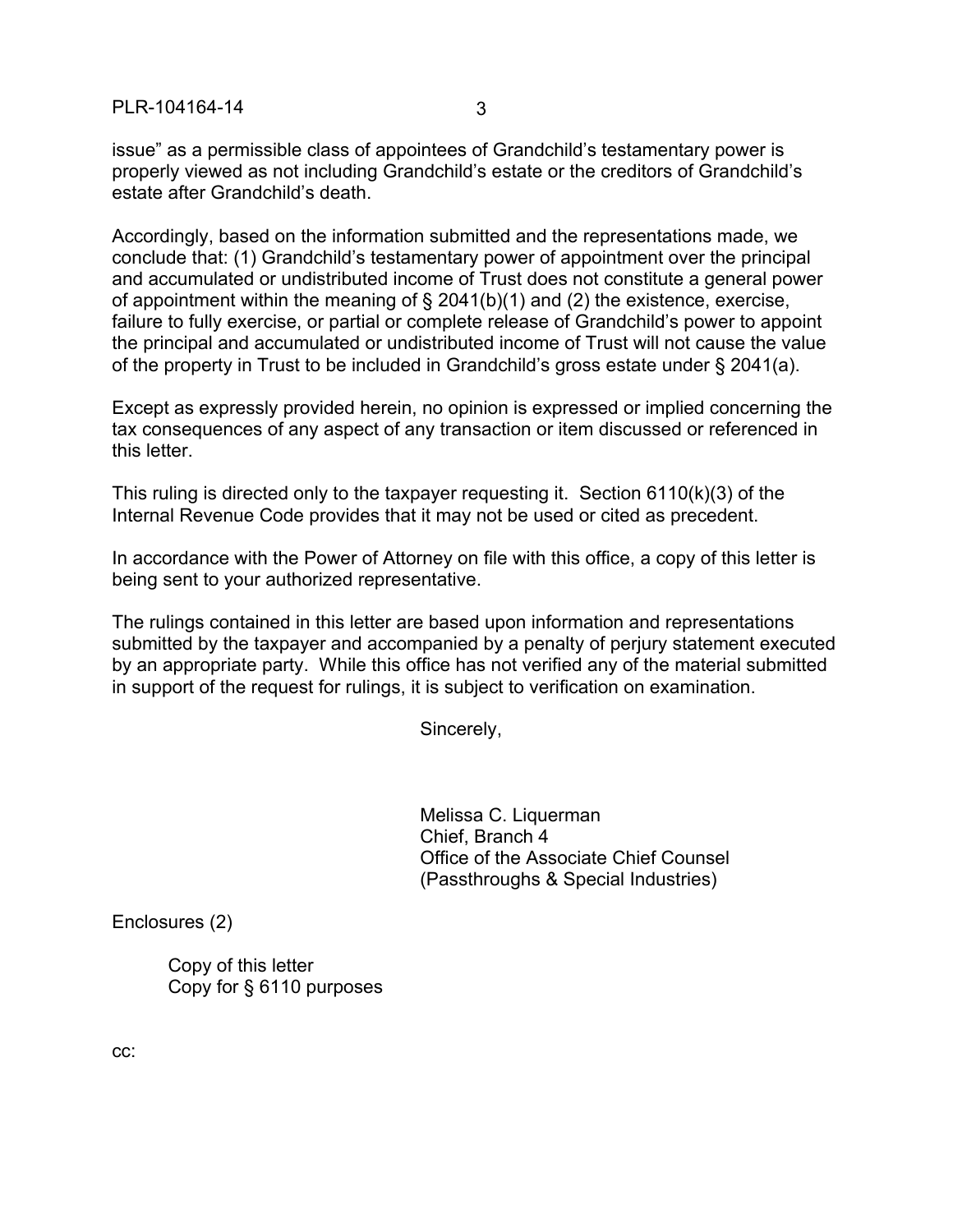issue" as a permissible class of appointees of Grandchild's testamentary power is properly viewed as not including Grandchild's estate or the creditors of Grandchild's estate after Grandchild's death.

Accordingly, based on the information submitted and the representations made, we conclude that: (1) Grandchild's testamentary power of appointment over the principal and accumulated or undistributed income of Trust does not constitute a general power of appointment within the meaning of § 2041(b)(1) and (2) the existence, exercise, failure to fully exercise, or partial or complete release of Grandchild's power to appoint the principal and accumulated or undistributed income of Trust will not cause the value of the property in Trust to be included in Grandchild's gross estate under § 2041(a).

Except as expressly provided herein, no opinion is expressed or implied concerning the tax consequences of any aspect of any transaction or item discussed or referenced in this letter.

This ruling is directed only to the taxpayer requesting it. Section 6110(k)(3) of the Internal Revenue Code provides that it may not be used or cited as precedent.

In accordance with the Power of Attorney on file with this office, a copy of this letter is being sent to your authorized representative.

The rulings contained in this letter are based upon information and representations submitted by the taxpayer and accompanied by a penalty of perjury statement executed by an appropriate party. While this office has not verified any of the material submitted in support of the request for rulings, it is subject to verification on examination.

Sincerely,

Melissa C. Liquerman
Chief, Branch 4
Office of the Associate Chief Counsel
(Passthroughs & Special Industries)

Enclosures (2)

Copy of this letter
Copy for § 6110 purposes

cc: